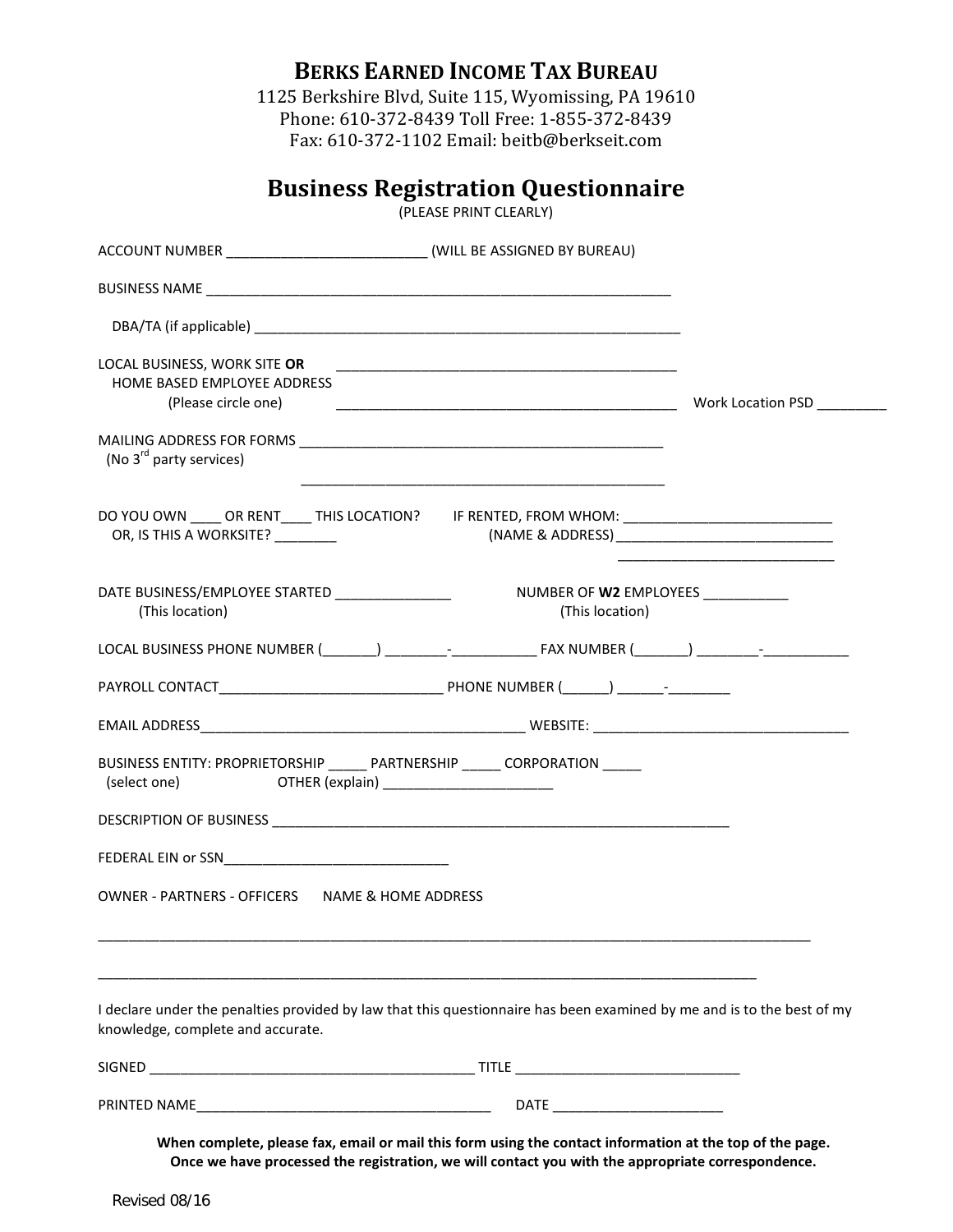# BERKS EARNED INCOME TAX BUREAU

1125 Berkshire Blvd, Suite 115, Wyomissing, PA 19610
Phone: 610-372-8439 Toll Free: 1-855-372-8439
Fax: 610-372-1102 Email: beitb@berkseit.com

## Business Registration Questionnaire

(PLEASE PRINT CLEARLY)

ACCOUNT NUMBER _________________________ (WILL BE ASSIGNED BY BUREAU)

BUSINESS NAME _______________________________________________________________

DBA/TA (if applicable) _______________________________________________________

LOCAL BUSINESS, WORK SITE **OR** HOME BASED EMPLOYEE ADDRESS (Please circle one) _____________________________________________
_____________________________________________ Work Location PSD _________

MAILING ADDRESS FOR FORMS (No 3[rd] party services) _________________________________________________
_________________________________________________

DO YOU OWN ____ OR RENT____ THIS LOCATION? OR, IS THIS A WORKSITE? ________

IF RENTED, FROM WHOM: ___________________________ (NAME & ADDRESS) ____________________________
____________________________

DATE BUSINESS/EMPLOYEE STARTED _______________ (This location)

NUMBER OF **W2** EMPLOYEES ___________ (This location)

LOCAL BUSINESS PHONE NUMBER (_______) ________-___________ FAX NUMBER (_______) ________-___________

PAYROLL CONTACT_____________________________ PHONE NUMBER (______) ______-________

EMAIL ADDRESS__________________________________________ WEBSITE: __________________________________

BUSINESS ENTITY: PROPRIETORSHIP _____ PARTNERSHIP _____ CORPORATION _____
(select one) OTHER (explain) ______________________

DESCRIPTION OF BUSINESS ____________________________________________________________

FEDERAL EIN or SSN______________________________

OWNER - PARTNERS - OFFICERS NAME & HOME ADDRESS

_____________________________________________________________________________________________

_____________________________________________________________________________________________

I declare under the penalties provided by law that this questionnaire has been examined by me and is to the best of my knowledge, complete and accurate.

SIGNED __________________________________________ TITLE _____________________________

PRINTED NAME________________________________________ DATE _______________________

**When complete, please fax, email or mail this form using the contact information at the top of the page. Once we have processed the registration, we will contact you with the appropriate correspondence.**

Revised 08/16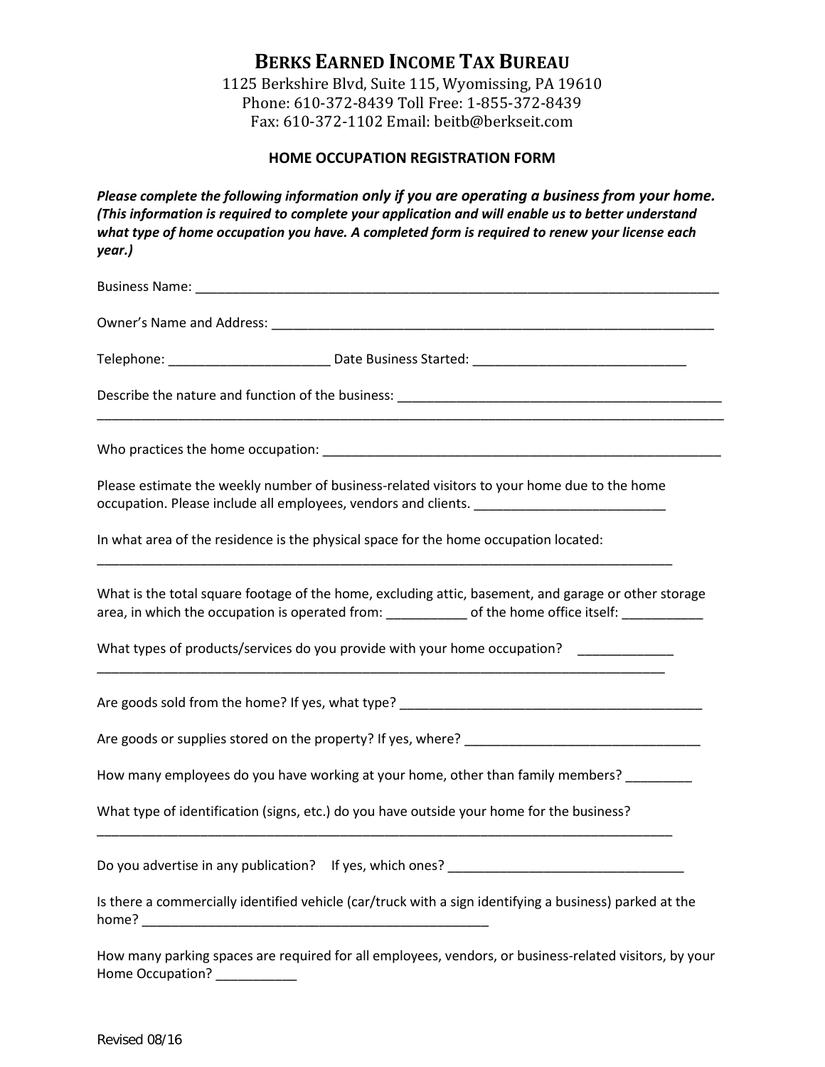# BERKS EARNED INCOME TAX BUREAU

1125 Berkshire Blvd, Suite 115, Wyomissing, PA 19610
Phone: 610-372-8439 Toll Free: 1-855-372-8439
Fax: 610-372-1102 Email: beitb@berkseit.com

## HOME OCCUPATION REGISTRATION FORM

***Please complete the following information only if you are operating a business from your home. (This information is required to complete your application and will enable us to better understand what type of home occupation you have. A completed form is required to renew your license each year.)***

Business Name: ___________________________________________________________________________

Owner's Name and Address: _________________________________________________________________

Telephone: ______________________ Date Business Started: _____________________________

Describe the nature and function of the business: ______________________________________________
_________________________________________________________________________________________

Who practices the home occupation: ________________________________________________________

Please estimate the weekly number of business-related visitors to your home due to the home occupation. Please include all employees, vendors and clients. __________________________

In what area of the residence is the physical space for the home occupation located:
_________________________________________________________________________________

What is the total square footage of the home, excluding attic, basement, and garage or other storage area, in which the occupation is operated from: ___________ of the home office itself: ___________

What types of products/services do you provide with your home occupation? _____________
_________________________________________________________________________________

Are goods sold from the home? If yes, what type? ___________________________________________

Are goods or supplies stored on the property? If yes, where? ________________________________

How many employees do you have working at your home, other than family members? _________

What type of identification (signs, etc.) do you have outside your home for the business?
_________________________________________________________________________________

Do you advertise in any publication? If yes, which ones? ________________________________

Is there a commercially identified vehicle (car/truck with a sign identifying a business) parked at the home? ________________________________________________

How many parking spaces are required for all employees, vendors, or business-related visitors, by your Home Occupation? ___________

Revised 08/16